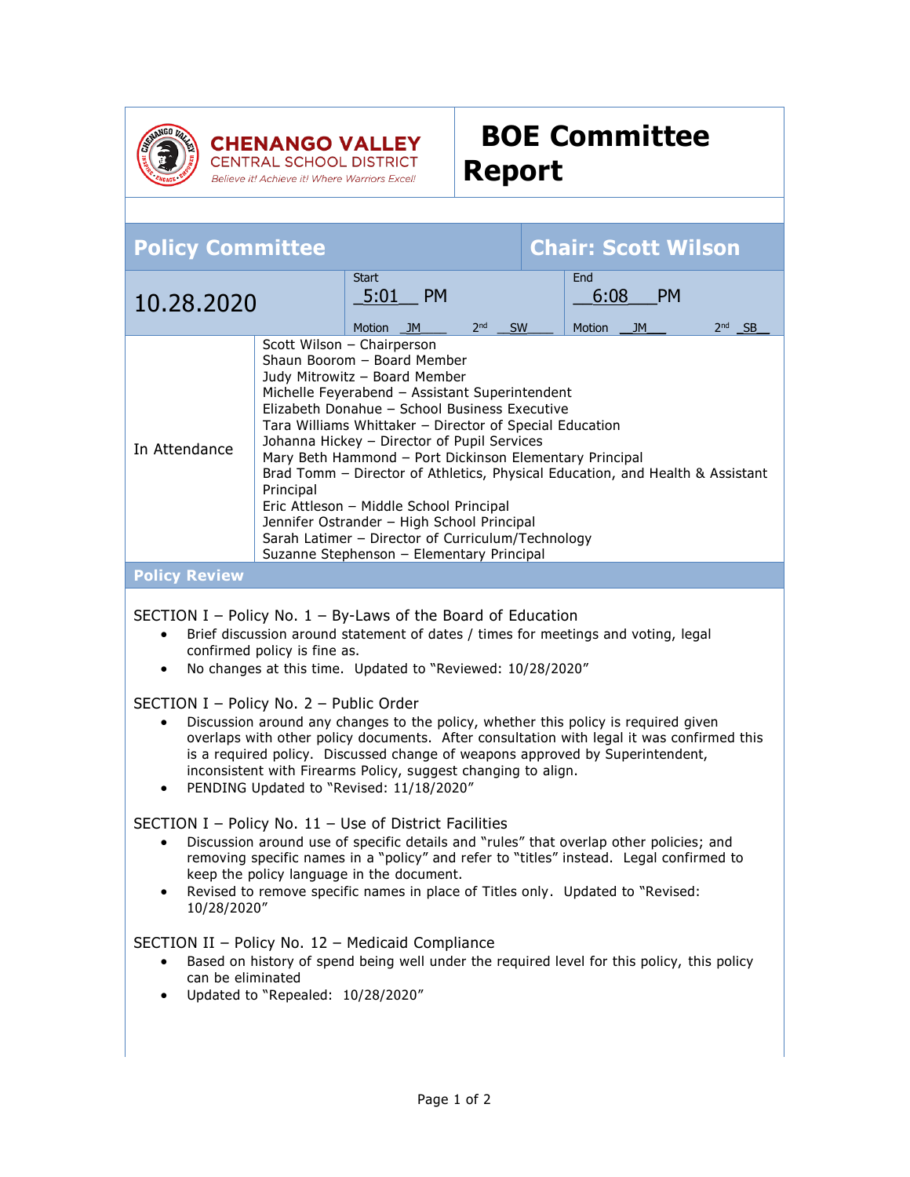**CHENANGO VALLEY**
CENTRAL SCHOOL DISTRICT
*Believe it! Achieve it! Where Warriors Excel!*

# BOE Committee Report

| Policy Committee | | Chair: Scott Wilson | |
|---|---|---|---|
| 10.28.2020 | Start 5:01 PM<br>Motion JM 2nd SW | End 6:08 PM<br>Motion JM 2nd SB | |
| In Attendance | Scott Wilson – Chairperson<br>Shaun Boorom – Board Member<br>Judy Mitrowitz – Board Member<br>Michelle Feyerabend – Assistant Superintendent<br>Elizabeth Donahue – School Business Executive<br>Tara Williams Whittaker – Director of Special Education<br>Johanna Hickey – Director of Pupil Services<br>Mary Beth Hammond – Port Dickinson Elementary Principal<br>Brad Tomm – Director of Athletics, Physical Education, and Health & Assistant Principal<br>Eric Attleson – Middle School Principal<br>Jennifer Ostrander – High School Principal<br>Sarah Latimer – Director of Curriculum/Technology<br>Suzanne Stephenson – Elementary Principal | | |

## Policy Review

SECTION I – Policy No. 1 – By-Laws of the Board of Education

- Brief discussion around statement of dates / times for meetings and voting, legal confirmed policy is fine as.
- No changes at this time. Updated to "Reviewed: 10/28/2020"

SECTION I – Policy No. 2 – Public Order

- Discussion around any changes to the policy, whether this policy is required given overlaps with other policy documents. After consultation with legal it was confirmed this is a required policy. Discussed change of weapons approved by Superintendent, inconsistent with Firearms Policy, suggest changing to align.
- PENDING Updated to "Revised: 11/18/2020"

SECTION I – Policy No. 11 – Use of District Facilities

- Discussion around use of specific details and "rules" that overlap other policies; and removing specific names in a "policy" and refer to "titles" instead. Legal confirmed to keep the policy language in the document.
- Revised to remove specific names in place of Titles only. Updated to "Revised: 10/28/2020"

SECTION II – Policy No. 12 – Medicaid Compliance

- Based on history of spend being well under the required level for this policy, this policy can be eliminated
- Updated to "Repealed: 10/28/2020"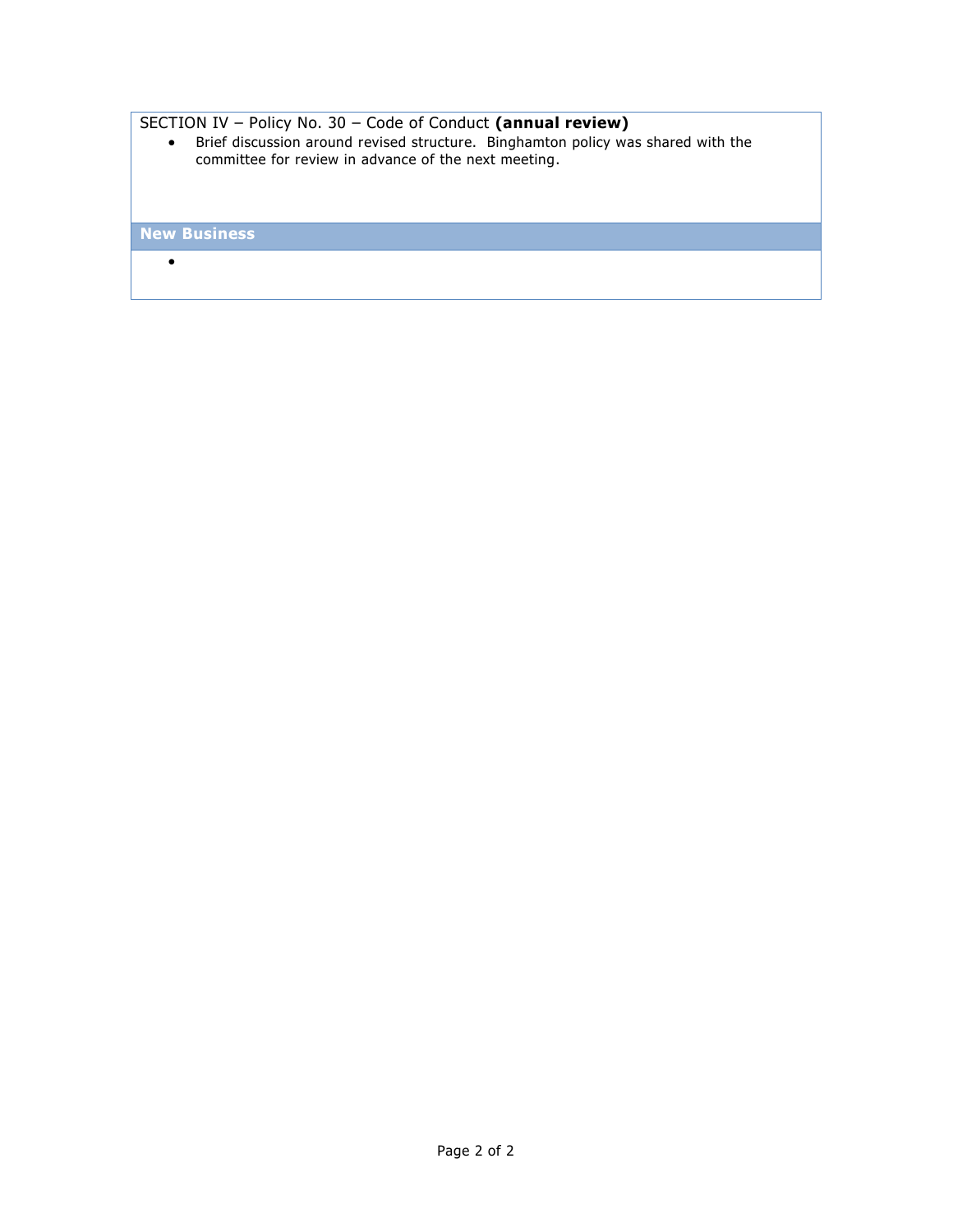SECTION IV – Policy No. 30 – Code of Conduct **(annual review)**

- Brief discussion around revised structure. Binghamton policy was shared with the committee for review in advance of the next meeting.

## New Business

-